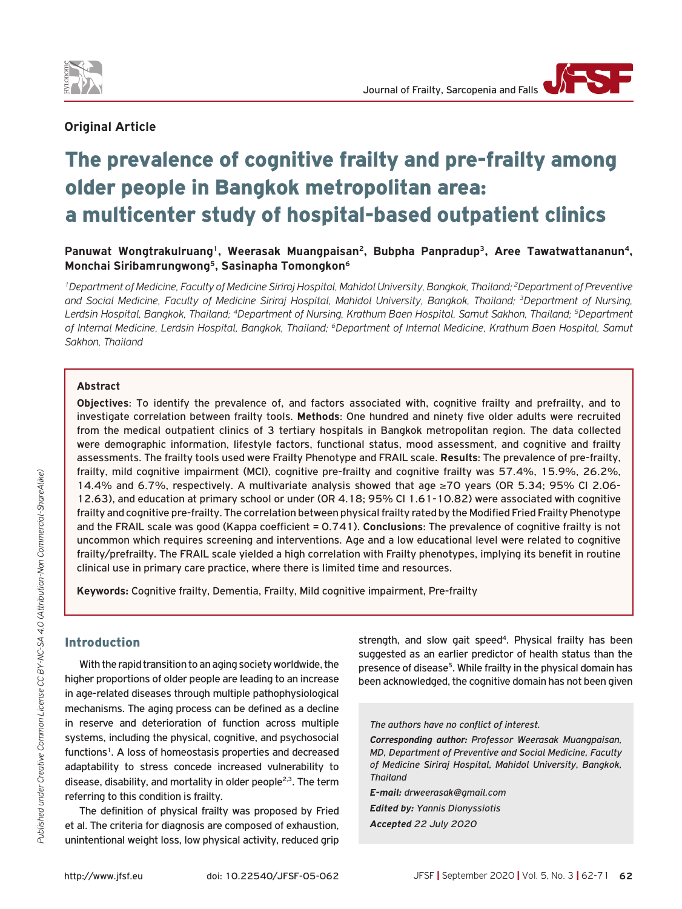**Original Article**

# The prevalence of cognitive frailty and pre-frailty among older people in Bangkok metropolitan area: a multicenter study of hospital-based outpatient clinics

**Panuwat Wongtrakulruang[1], Weerasak Muangpaisan[2], Bubpha Panpradup[3], Aree Tawatwattananun[4], Monchai Siribamrungwong[5], Sasinapha Tomongkon[6]**

*[1]Department of Medicine, Faculty of Medicine Siriraj Hospital, Mahidol University, Bangkok, Thailand; [2]Department of Preventive and Social Medicine, Faculty of Medicine Siriraj Hospital, Mahidol University, Bangkok, Thailand; [3]Department of Nursing, Lerdsin Hospital, Bangkok, Thailand; [4]Department of Nursing, Krathum Baen Hospital, Samut Sakhon, Thailand; [5]Department of Internal Medicine, Lerdsin Hospital, Bangkok, Thailand; [6]Department of Internal Medicine, Krathum Baen Hospital, Samut Sakhon, Thailand*

### Abstract

**Objectives**: To identify the prevalence of, and factors associated with, cognitive frailty and prefrailty, and to investigate correlation between frailty tools. **Methods**: One hundred and ninety five older adults were recruited from the medical outpatient clinics of 3 tertiary hospitals in Bangkok metropolitan region. The data collected were demographic information, lifestyle factors, functional status, mood assessment, and cognitive and frailty assessments. The frailty tools used were Frailty Phenotype and FRAIL scale. **Results**: The prevalence of pre-frailty, frailty, mild cognitive impairment (MCI), cognitive pre-frailty and cognitive frailty was 57.4%, 15.9%, 26.2%, 14.4% and 6.7%, respectively. A multivariate analysis showed that age ≥70 years (OR 5.34; 95% CI 2.06-12.63), and education at primary school or under (OR 4.18; 95% CI 1.61-10.82) were associated with cognitive frailty and cognitive pre-frailty. The correlation between physical frailty rated by the Modified Fried Frailty Phenotype and the FRAIL scale was good (Kappa coefficient = 0.741). **Conclusions**: The prevalence of cognitive frailty is not uncommon which requires screening and interventions. Age and a low educational level were related to cognitive frailty/prefrailty. The FRAIL scale yielded a high correlation with Frailty phenotypes, implying its benefit in routine clinical use in primary care practice, where there is limited time and resources.

**Keywords:** Cognitive frailty, Dementia, Frailty, Mild cognitive impairment, Pre-frailty

## Introduction

With the rapid transition to an aging society worldwide, the higher proportions of older people are leading to an increase in age-related diseases through multiple pathophysiological mechanisms. The aging process can be defined as a decline in reserve and deterioration of function across multiple systems, including the physical, cognitive, and psychosocial functions[1]. A loss of homeostasis properties and decreased adaptability to stress concede increased vulnerability to disease, disability, and mortality in older people[2,3]. The term referring to this condition is frailty.

The definition of physical frailty was proposed by Fried et al. The criteria for diagnosis are composed of exhaustion, unintentional weight loss, low physical activity, reduced grip strength, and slow gait speed[4]. Physical frailty has been suggested as an earlier predictor of health status than the presence of disease[5]. While frailty in the physical domain has been acknowledged, the cognitive domain has not been given

*The authors have no conflict of interest.*

***Corresponding author:** Professor Weerasak Muangpaisan, MD, Department of Preventive and Social Medicine, Faculty of Medicine Siriraj Hospital, Mahidol University, Bangkok, Thailand*

***E-mail:** drweerasak@gmail.com*

***Edited by:** Yannis Dionyssiotis*

***Accepted** 22 July 2020*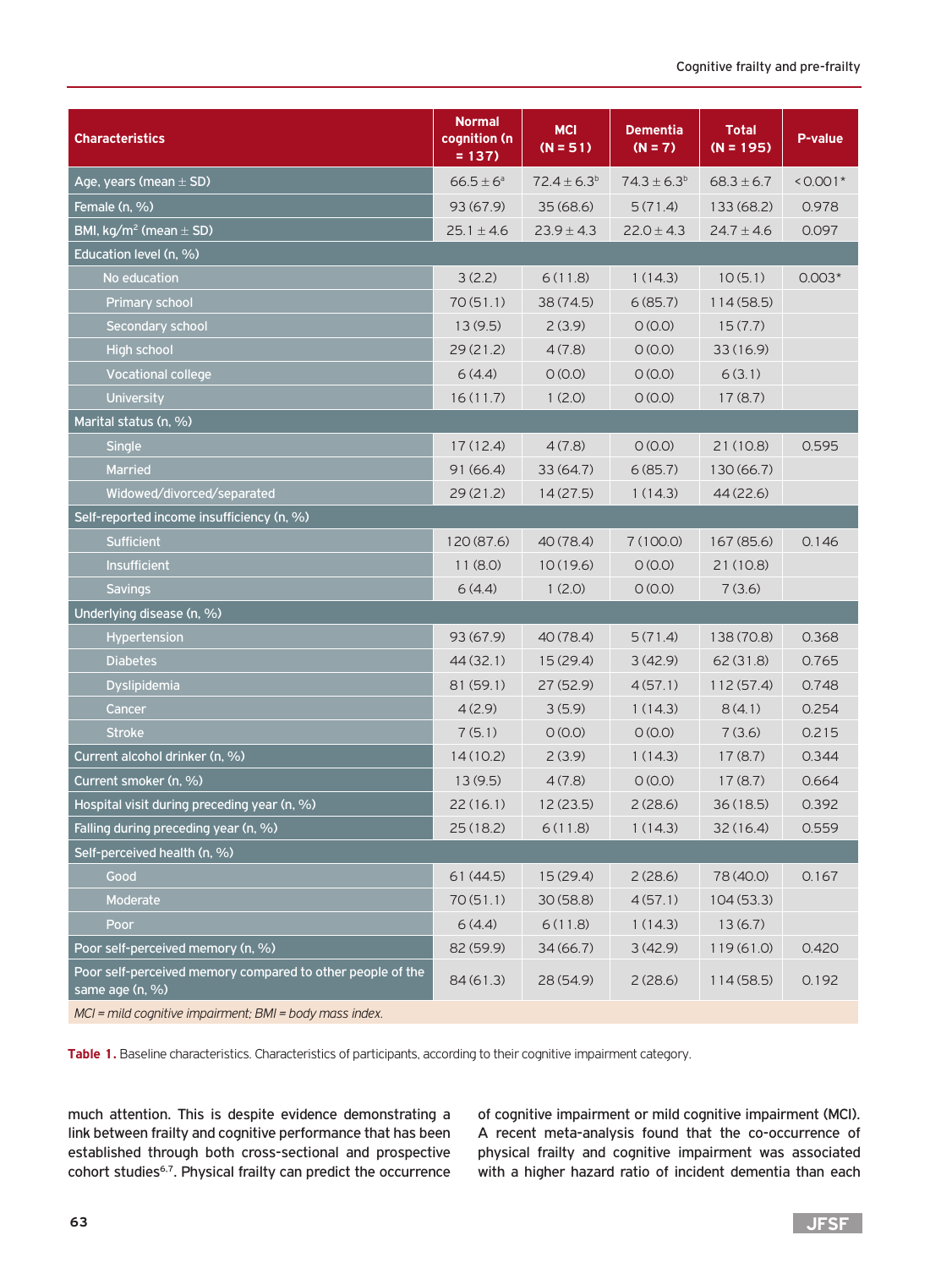| Characteristics | Normal cognition (n = 137) | MCI (N = 51) | Dementia (N = 7) | Total (N = 195) | P-value |
|---|---|---|---|---|---|
| Age, years (mean ± SD) | 66.5 ± 6[a] | 72.4 ± 6.3[b] | 74.3 ± 6.3[b] | 68.3 ± 6.7 | <0.001* |
| Female (n, %) | 93 (67.9) | 35 (68.6) | 5 (71.4) | 133 (68.2) | 0.978 |
| BMI, kg/m$^2$ (mean ± SD) | 25.1 ± 4.6 | 23.9 ± 4.3 | 22.0 ± 4.3 | 24.7 ± 4.6 | 0.097 |
| Education level (n, %) | | | | | |
| No education | 3 (2.2) | 6 (11.8) | 1 (14.3) | 10 (5.1) | 0.003* |
| Primary school | 70 (51.1) | 38 (74.5) | 6 (85.7) | 114 (58.5) | |
| Secondary school | 13 (9.5) | 2 (3.9) | 0 (0.0) | 15 (7.7) | |
| High school | 29 (21.2) | 4 (7.8) | 0 (0.0) | 33 (16.9) | |
| Vocational college | 6 (4.4) | 0 (0.0) | 0 (0.0) | 6 (3.1) | |
| University | 16 (11.7) | 1 (2.0) | 0 (0.0) | 17 (8.7) | |
| Marital status (n, %) | | | | | |
| Single | 17 (12.4) | 4 (7.8) | 0 (0.0) | 21 (10.8) | 0.595 |
| Married | 91 (66.4) | 33 (64.7) | 6 (85.7) | 130 (66.7) | |
| Widowed/divorced/separated | 29 (21.2) | 14 (27.5) | 1 (14.3) | 44 (22.6) | |
| Self-reported income insufficiency (n, %) | | | | | |
| Sufficient | 120 (87.6) | 40 (78.4) | 7 (100.0) | 167 (85.6) | 0.146 |
| Insufficient | 11 (8.0) | 10 (19.6) | 0 (0.0) | 21 (10.8) | |
| Savings | 6 (4.4) | 1 (2.0) | 0 (0.0) | 7 (3.6) | |
| Underlying disease (n, %) | | | | | |
| Hypertension | 93 (67.9) | 40 (78.4) | 5 (71.4) | 138 (70.8) | 0.368 |
| Diabetes | 44 (32.1) | 15 (29.4) | 3 (42.9) | 62 (31.8) | 0.765 |
| Dyslipidemia | 81 (59.1) | 27 (52.9) | 4 (57.1) | 112 (57.4) | 0.748 |
| Cancer | 4 (2.9) | 3 (5.9) | 1 (14.3) | 8 (4.1) | 0.254 |
| Stroke | 7 (5.1) | 0 (0.0) | 0 (0.0) | 7 (3.6) | 0.215 |
| Current alcohol drinker (n, %) | 14 (10.2) | 2 (3.9) | 1 (14.3) | 17 (8.7) | 0.344 |
| Current smoker (n, %) | 13 (9.5) | 4 (7.8) | 0 (0.0) | 17 (8.7) | 0.664 |
| Hospital visit during preceding year (n, %) | 22 (16.1) | 12 (23.5) | 2 (28.6) | 36 (18.5) | 0.392 |
| Falling during preceding year (n, %) | 25 (18.2) | 6 (11.8) | 1 (14.3) | 32 (16.4) | 0.559 |
| Self-perceived health (n, %) | | | | | |
| Good | 61 (44.5) | 15 (29.4) | 2 (28.6) | 78 (40.0) | 0.167 |
| Moderate | 70 (51.1) | 30 (58.8) | 4 (57.1) | 104 (53.3) | |
| Poor | 6 (4.4) | 6 (11.8) | 1 (14.3) | 13 (6.7) | |
| Poor self-perceived memory (n, %) | 82 (59.9) | 34 (66.7) | 3 (42.9) | 119 (61.0) | 0.420 |
| Poor self-perceived memory compared to other people of the same age (n, %) | 84 (61.3) | 28 (54.9) | 2 (28.6) | 114 (58.5) | 0.192 |

*MCI = mild cognitive impairment; BMI = body mass index.*

**Table 1.** Baseline characteristics. Characteristics of participants, according to their cognitive impairment category.

much attention. This is despite evidence demonstrating a link between frailty and cognitive performance that has been established through both cross-sectional and prospective cohort studies[6,7]. Physical frailty can predict the occurrence of cognitive impairment or mild cognitive impairment (MCI). A recent meta-analysis found that the co-occurrence of physical frailty and cognitive impairment was associated with a higher hazard ratio of incident dementia than each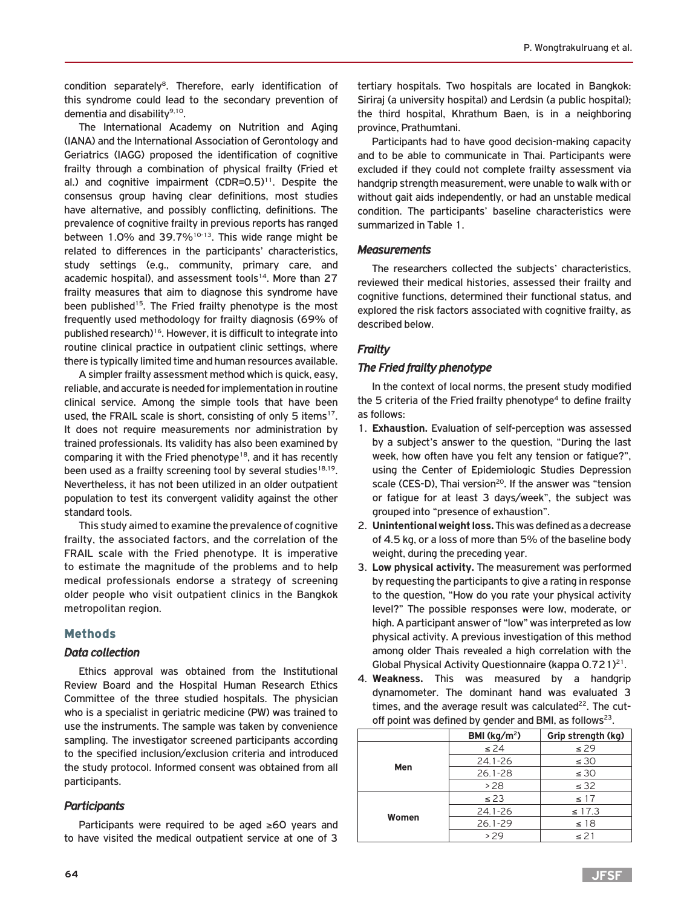condition separately[8]. Therefore, early identification of this syndrome could lead to the secondary prevention of dementia and disability[9,10].

The International Academy on Nutrition and Aging (IANA) and the International Association of Gerontology and Geriatrics (IAGG) proposed the identification of cognitive frailty through a combination of physical frailty (Fried et al.) and cognitive impairment (CDR=0.5)[11]. Despite the consensus group having clear definitions, most studies have alternative, and possibly conflicting, definitions. The prevalence of cognitive frailty in previous reports has ranged between 1.0% and 39.7%[10-13]. This wide range might be related to differences in the participants' characteristics, study settings (e.g., community, primary care, and academic hospital), and assessment tools[14]. More than 27 frailty measures that aim to diagnose this syndrome have been published[15]. The Fried frailty phenotype is the most frequently used methodology for frailty diagnosis (69% of published research)[16]. However, it is difficult to integrate into routine clinical practice in outpatient clinic settings, where there is typically limited time and human resources available.

A simpler frailty assessment method which is quick, easy, reliable, and accurate is needed for implementation in routine clinical service. Among the simple tools that have been used, the FRAIL scale is short, consisting of only 5 items[17]. It does not require measurements nor administration by trained professionals. Its validity has also been examined by comparing it with the Fried phenotype[18], and it has recently been used as a frailty screening tool by several studies[18,19]. Nevertheless, it has not been utilized in an older outpatient population to test its convergent validity against the other standard tools.

This study aimed to examine the prevalence of cognitive frailty, the associated factors, and the correlation of the FRAIL scale with the Fried phenotype. It is imperative to estimate the magnitude of the problems and to help medical professionals endorse a strategy of screening older people who visit outpatient clinics in the Bangkok metropolitan region.

## Methods

### *Data collection*

Ethics approval was obtained from the Institutional Review Board and the Hospital Human Research Ethics Committee of the three studied hospitals. The physician who is a specialist in geriatric medicine (PW) was trained to use the instruments. The sample was taken by convenience sampling. The investigator screened participants according to the specified inclusion/exclusion criteria and introduced the study protocol. Informed consent was obtained from all participants.

### *Participants*

Participants were required to be aged ≥60 years and to have visited the medical outpatient service at one of 3 tertiary hospitals. Two hospitals are located in Bangkok: Siriraj (a university hospital) and Lerdsin (a public hospital); the third hospital, Khrathum Baen, is in a neighboring province, Prathumtani.

Participants had to have good decision-making capacity and to be able to communicate in Thai. Participants were excluded if they could not complete frailty assessment via handgrip strength measurement, were unable to walk with or without gait aids independently, or had an unstable medical condition. The participants' baseline characteristics were summarized in Table 1.

### *Measurements*

The researchers collected the subjects' characteristics, reviewed their medical histories, assessed their frailty and cognitive functions, determined their functional status, and explored the risk factors associated with cognitive frailty, as described below.

### *Frailty*

#### *The Fried frailty phenotype*

In the context of local norms, the present study modified the 5 criteria of the Fried frailty phenotype[4] to define frailty as follows:

1. **Exhaustion.** Evaluation of self-perception was assessed by a subject's answer to the question, "During the last week, how often have you felt any tension or fatigue?", using the Center of Epidemiologic Studies Depression scale (CES-D), Thai version[20]. If the answer was "tension or fatigue for at least 3 days/week", the subject was grouped into "presence of exhaustion".
2. **Unintentional weight loss.** This was defined as a decrease of 4.5 kg, or a loss of more than 5% of the baseline body weight, during the preceding year.
3. **Low physical activity.** The measurement was performed by requesting the participants to give a rating in response to the question, "How do you rate your physical activity level?" The possible responses were low, moderate, or high. A participant answer of "low" was interpreted as low physical activity. A previous investigation of this method among older Thais revealed a high correlation with the Global Physical Activity Questionnaire (kappa 0.721)[21].
4. **Weakness.** This was measured by a handgrip dynamometer. The dominant hand was evaluated 3 times, and the average result was calculated[22]. The cut-off point was defined by gender and BMI, as follows[23].

| | BMI (kg/m²) | Grip strength (kg) |
|---|---|---|
| Men | ≤ 24 | ≤ 29 |
| | 24.1-26 | ≤ 30 |
| | 26.1-28 | ≤ 30 |
| | > 28 | ≤ 32 |
| Women | ≤ 23 | ≤ 17 |
| | 24.1-26 | ≤ 17.3 |
| | 26.1-29 | ≤ 18 |
| | > 29 | ≤ 21 |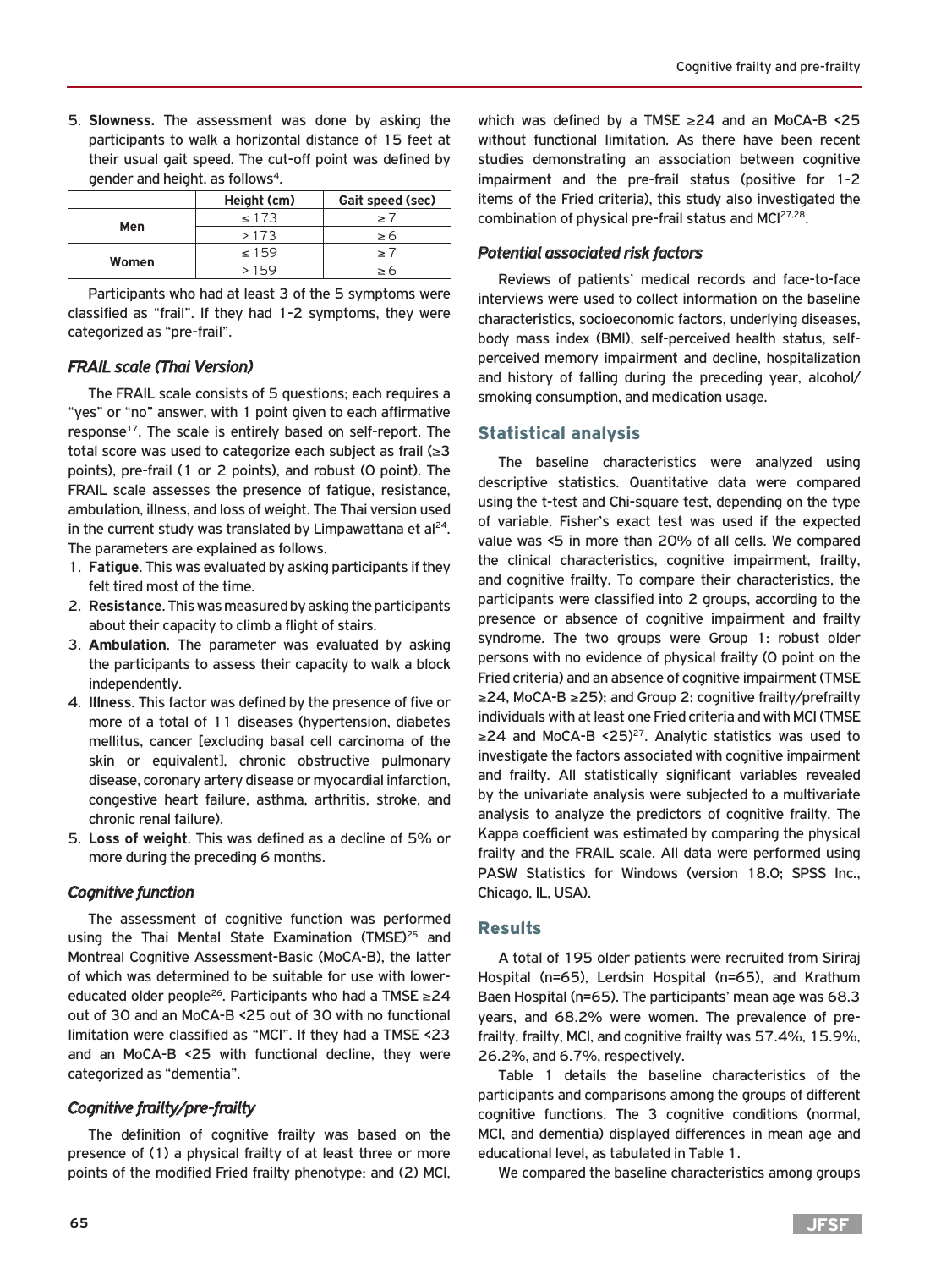5. **Slowness.** The assessment was done by asking the participants to walk a horizontal distance of 15 feet at their usual gait speed. The cut-off point was defined by gender and height, as follows[4].

| | Height (cm) | Gait speed (sec) |
|---|---|---|
| Men | ≤ 173 | ≥ 7 |
| | > 173 | ≥ 6 |
| Women | ≤ 159 | ≥ 7 |
| | > 159 | ≥ 6 |

Participants who had at least 3 of the 5 symptoms were classified as "frail". If they had 1-2 symptoms, they were categorized as "pre-frail".

### *FRAIL scale (Thai Version)*

The FRAIL scale consists of 5 questions; each requires a "yes" or "no" answer, with 1 point given to each affirmative response[17]. The scale is entirely based on self-report. The total score was used to categorize each subject as frail (≥3 points), pre-frail (1 or 2 points), and robust (0 point). The FRAIL scale assesses the presence of fatigue, resistance, ambulation, illness, and loss of weight. The Thai version used in the current study was translated by Limpawattana et al[24]. The parameters are explained as follows.

1. **Fatigue**. This was evaluated by asking participants if they felt tired most of the time.
2. **Resistance**. This was measured by asking the participants about their capacity to climb a flight of stairs.
3. **Ambulation**. The parameter was evaluated by asking the participants to assess their capacity to walk a block independently.
4. **Illness**. This factor was defined by the presence of five or more of a total of 11 diseases (hypertension, diabetes mellitus, cancer [excluding basal cell carcinoma of the skin or equivalent], chronic obstructive pulmonary disease, coronary artery disease or myocardial infarction, congestive heart failure, asthma, arthritis, stroke, and chronic renal failure).
5. **Loss of weight**. This was defined as a decline of 5% or more during the preceding 6 months.

### *Cognitive function*

The assessment of cognitive function was performed using the Thai Mental State Examination (TMSE)[25] and Montreal Cognitive Assessment-Basic (MoCA-B), the latter of which was determined to be suitable for use with lower-educated older people[26]. Participants who had a TMSE ≥24 out of 30 and an MoCA-B <25 out of 30 with no functional limitation were classified as "MCI". If they had a TMSE <23 and an MoCA-B <25 with functional decline, they were categorized as "dementia".

### *Cognitive frailty/pre-frailty*

The definition of cognitive frailty was based on the presence of (1) a physical frailty of at least three or more points of the modified Fried frailty phenotype; and (2) MCI, which was defined by a TMSE ≥24 and an MoCA-B <25 without functional limitation. As there have been recent studies demonstrating an association between cognitive impairment and the pre-frail status (positive for 1-2 items of the Fried criteria), this study also investigated the combination of physical pre-frail status and MCI[27,28].

### *Potential associated risk factors*

Reviews of patients' medical records and face-to-face interviews were used to collect information on the baseline characteristics, socioeconomic factors, underlying diseases, body mass index (BMI), self-perceived health status, self-perceived memory impairment and decline, hospitalization and history of falling during the preceding year, alcohol/smoking consumption, and medication usage.

## Statistical analysis

The baseline characteristics were analyzed using descriptive statistics. Quantitative data were compared using the t-test and Chi-square test, depending on the type of variable. Fisher's exact test was used if the expected value was <5 in more than 20% of all cells. We compared the clinical characteristics, cognitive impairment, frailty, and cognitive frailty. To compare their characteristics, the participants were classified into 2 groups, according to the presence or absence of cognitive impairment and frailty syndrome. The two groups were Group 1: robust older persons with no evidence of physical frailty (0 point on the Fried criteria) and an absence of cognitive impairment (TMSE ≥24, MoCA-B ≥25); and Group 2: cognitive frailty/prefrailty individuals with at least one Fried criteria and with MCI (TMSE ≥24 and MoCA-B <25)[27]. Analytic statistics was used to investigate the factors associated with cognitive impairment and frailty. All statistically significant variables revealed by the univariate analysis were subjected to a multivariate analysis to analyze the predictors of cognitive frailty. The Kappa coefficient was estimated by comparing the physical frailty and the FRAIL scale. All data were performed using PASW Statistics for Windows (version 18.0; SPSS Inc., Chicago, IL, USA).

## Results

A total of 195 older patients were recruited from Siriraj Hospital (n=65), Lerdsin Hospital (n=65), and Krathum Baen Hospital (n=65). The participants' mean age was 68.3 years, and 68.2% were women. The prevalence of pre-frailty, frailty, MCI, and cognitive frailty was 57.4%, 15.9%, 26.2%, and 6.7%, respectively.

Table 1 details the baseline characteristics of the participants and comparisons among the groups of different cognitive functions. The 3 cognitive conditions (normal, MCI, and dementia) displayed differences in mean age and educational level, as tabulated in Table 1.

We compared the baseline characteristics among groups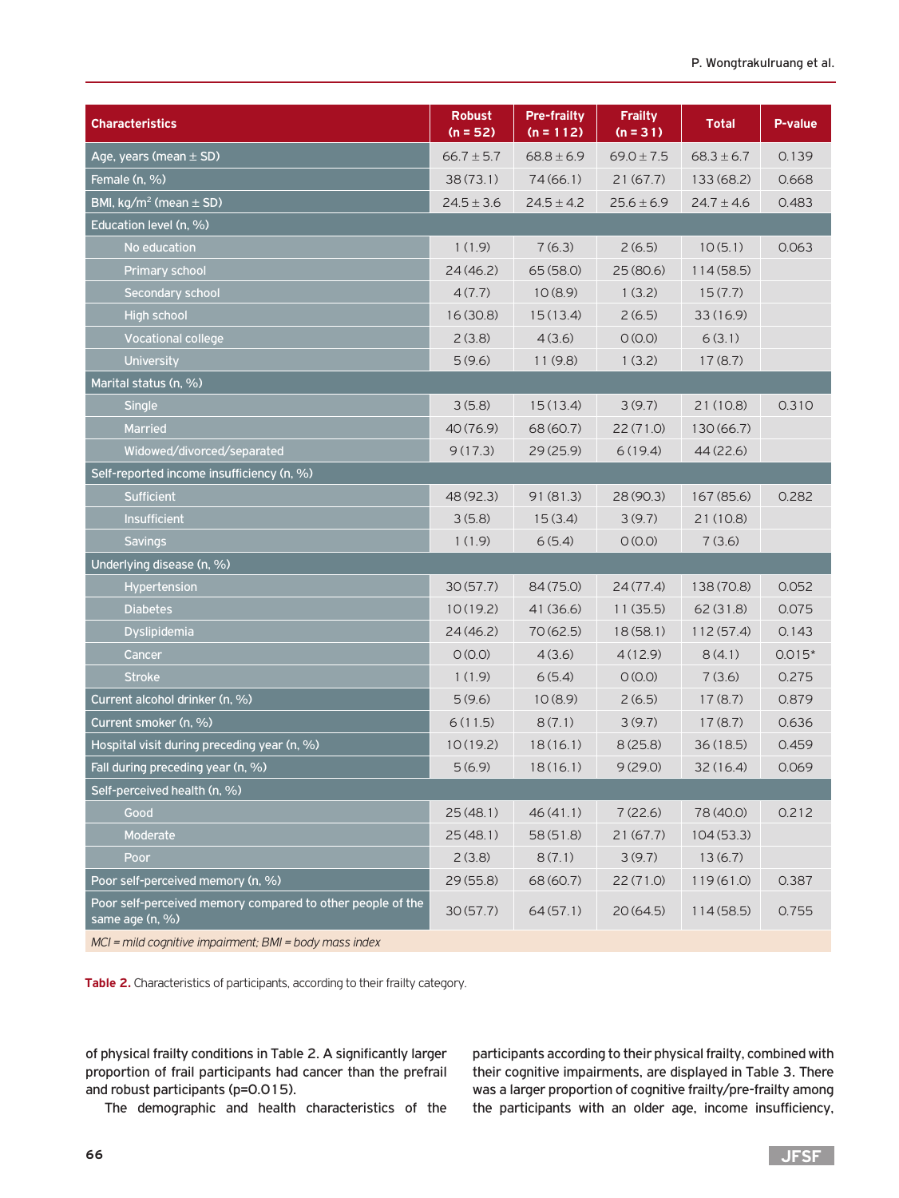| Characteristics | Robust (n = 52) | Pre-frailty (n = 112) | Frailty (n = 31) | Total | P-value |
|---|---|---|---|---|---|
| Age, years (mean ± SD) | 66.7 ± 5.7 | 68.8 ± 6.9 | 69.0 ± 7.5 | 68.3 ± 6.7 | 0.139 |
| Female (n, %) | 38 (73.1) | 74 (66.1) | 21 (67.7) | 133 (68.2) | 0.668 |
| BMI, kg/m$^2$ (mean ± SD) | 24.5 ± 3.6 | 24.5 ± 4.2 | 25.6 ± 6.9 | 24.7 ± 4.6 | 0.483 |
| Education level (n, %) | | | | | |
| No education | 1 (1.9) | 7 (6.3) | 2 (6.5) | 10 (5.1) | 0.063 |
| Primary school | 24 (46.2) | 65 (58.0) | 25 (80.6) | 114 (58.5) | |
| Secondary school | 4 (7.7) | 10 (8.9) | 1 (3.2) | 15 (7.7) | |
| High school | 16 (30.8) | 15 (13.4) | 2 (6.5) | 33 (16.9) | |
| Vocational college | 2 (3.8) | 4 (3.6) | 0 (0.0) | 6 (3.1) | |
| University | 5 (9.6) | 11 (9.8) | 1 (3.2) | 17 (8.7) | |
| Marital status (n, %) | | | | | |
| Single | 3 (5.8) | 15 (13.4) | 3 (9.7) | 21 (10.8) | 0.310 |
| Married | 40 (76.9) | 68 (60.7) | 22 (71.0) | 130 (66.7) | |
| Widowed/divorced/separated | 9 (17.3) | 29 (25.9) | 6 (19.4) | 44 (22.6) | |
| Self-reported income insufficiency (n, %) | | | | | |
| Sufficient | 48 (92.3) | 91 (81.3) | 28 (90.3) | 167 (85.6) | 0.282 |
| Insufficient | 3 (5.8) | 15 (3.4) | 3 (9.7) | 21 (10.8) | |
| Savings | 1 (1.9) | 6 (5.4) | 0 (0.0) | 7 (3.6) | |
| Underlying disease (n, %) | | | | | |
| Hypertension | 30 (57.7) | 84 (75.0) | 24 (77.4) | 138 (70.8) | 0.052 |
| Diabetes | 10 (19.2) | 41 (36.6) | 11 (35.5) | 62 (31.8) | 0.075 |
| Dyslipidemia | 24 (46.2) | 70 (62.5) | 18 (58.1) | 112 (57.4) | 0.143 |
| Cancer | 0 (0.0) | 4 (3.6) | 4 (12.9) | 8 (4.1) | 0.015* |
| Stroke | 1 (1.9) | 6 (5.4) | 0 (0.0) | 7 (3.6) | 0.275 |
| Current alcohol drinker (n, %) | 5 (9.6) | 10 (8.9) | 2 (6.5) | 17 (8.7) | 0.879 |
| Current smoker (n, %) | 6 (11.5) | 8 (7.1) | 3 (9.7) | 17 (8.7) | 0.636 |
| Hospital visit during preceding year (n, %) | 10 (19.2) | 18 (16.1) | 8 (25.8) | 36 (18.5) | 0.459 |
| Fall during preceding year (n, %) | 5 (6.9) | 18 (16.1) | 9 (29.0) | 32 (16.4) | 0.069 |
| Self-perceived health (n, %) | | | | | |
| Good | 25 (48.1) | 46 (41.1) | 7 (22.6) | 78 (40.0) | 0.212 |
| Moderate | 25 (48.1) | 58 (51.8) | 21 (67.7) | 104 (53.3) | |
| Poor | 2 (3.8) | 8 (7.1) | 3 (9.7) | 13 (6.7) | |
| Poor self-perceived memory (n, %) | 29 (55.8) | 68 (60.7) | 22 (71.0) | 119 (61.0) | 0.387 |
| Poor self-perceived memory compared to other people of the same age (n, %) | 30 (57.7) | 64 (57.1) | 20 (64.5) | 114 (58.5) | 0.755 |

*MCI = mild cognitive impairment; BMI = body mass index*

**Table 2.** Characteristics of participants, according to their frailty category.

of physical frailty conditions in Table 2. A significantly larger proportion of frail participants had cancer than the prefrail and robust participants (p=0.015).

The demographic and health characteristics of the participants according to their physical frailty, combined with their cognitive impairments, are displayed in Table 3. There was a larger proportion of cognitive frailty/pre-frailty among the participants with an older age, income insufficiency,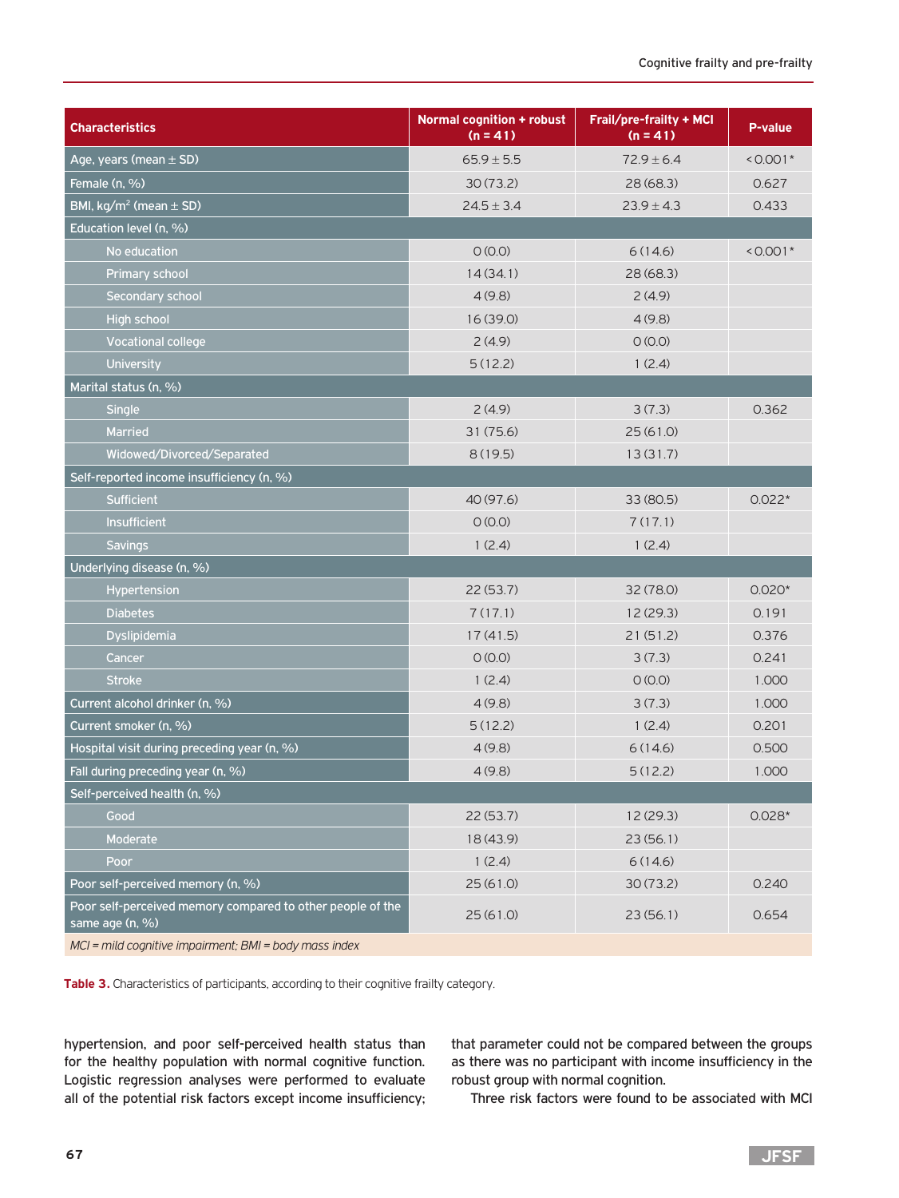| Characteristics | Normal cognition + robust (n = 41) | Frail/pre-frailty + MCI (n = 41) | P-value |
|---|---|---|---|
| Age, years (mean ± SD) | 65.9 ± 5.5 | 72.9 ± 6.4 | < 0.001* |
| Female (n, %) | 30 (73.2) | 28 (68.3) | 0.627 |
| BMI, kg/m² (mean ± SD) | 24.5 ± 3.4 | 23.9 ± 4.3 | 0.433 |
| Education level (n, %) | | | |
| No education | 0 (0.0) | 6 (14.6) | < 0.001* |
| Primary school | 14 (34.1) | 28 (68.3) | |
| Secondary school | 4 (9.8) | 2 (4.9) | |
| High school | 16 (39.0) | 4 (9.8) | |
| Vocational college | 2 (4.9) | 0 (0.0) | |
| University | 5 (12.2) | 1 (2.4) | |
| Marital status (n, %) | | | |
| Single | 2 (4.9) | 3 (7.3) | 0.362 |
| Married | 31 (75.6) | 25 (61.0) | |
| Widowed/Divorced/Separated | 8 (19.5) | 13 (31.7) | |
| Self-reported income insufficiency (n, %) | | | |
| Sufficient | 40 (97.6) | 33 (80.5) | 0.022* |
| Insufficient | 0 (0.0) | 7 (17.1) | |
| Savings | 1 (2.4) | 1 (2.4) | |
| Underlying disease (n, %) | | | |
| Hypertension | 22 (53.7) | 32 (78.0) | 0.020* |
| Diabetes | 7 (17.1) | 12 (29.3) | 0.191 |
| Dyslipidemia | 17 (41.5) | 21 (51.2) | 0.376 |
| Cancer | 0 (0.0) | 3 (7.3) | 0.241 |
| Stroke | 1 (2.4) | 0 (0.0) | 1.000 |
| Current alcohol drinker (n, %) | 4 (9.8) | 3 (7.3) | 1.000 |
| Current smoker (n, %) | 5 (12.2) | 1 (2.4) | 0.201 |
| Hospital visit during preceding year (n, %) | 4 (9.8) | 6 (14.6) | 0.500 |
| Fall during preceding year (n, %) | 4 (9.8) | 5 (12.2) | 1.000 |
| Self-perceived health (n, %) | | | |
| Good | 22 (53.7) | 12 (29.3) | 0.028* |
| Moderate | 18 (43.9) | 23 (56.1) | |
| Poor | 1 (2.4) | 6 (14.6) | |
| Poor self-perceived memory (n, %) | 25 (61.0) | 30 (73.2) | 0.240 |
| Poor self-perceived memory compared to other people of the same age (n, %) | 25 (61.0) | 23 (56.1) | 0.654 |

*MCI = mild cognitive impairment; BMI = body mass index*

**Table 3.** Characteristics of participants, according to their cognitive frailty category.

hypertension, and poor self-perceived health status than for the healthy population with normal cognitive function. Logistic regression analyses were performed to evaluate all of the potential risk factors except income insufficiency; that parameter could not be compared between the groups as there was no participant with income insufficiency in the robust group with normal cognition.

Three risk factors were found to be associated with MCI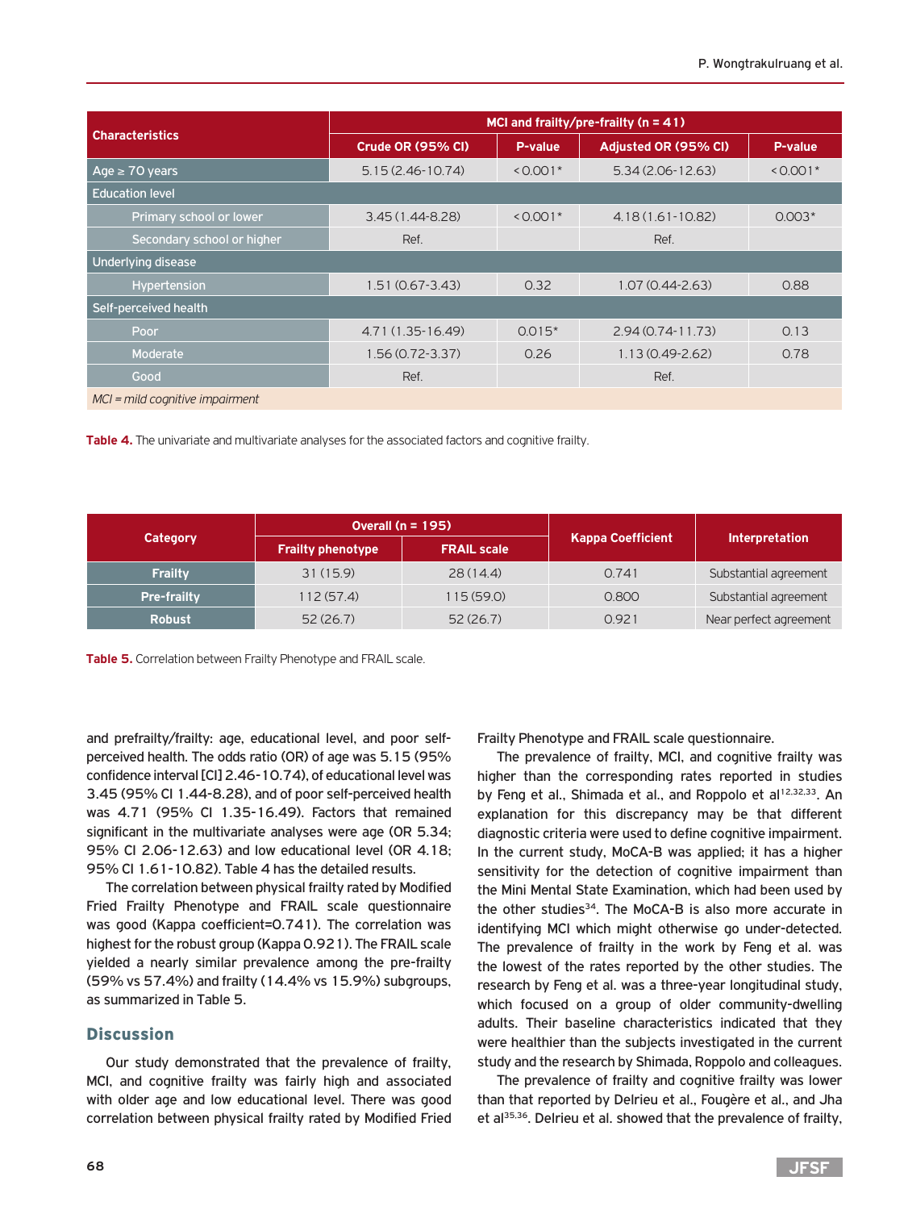| Characteristics | MCI and frailty/pre-frailty (n = 41) | | | |
|---|---|---|---|---|
| | Crude OR (95% CI) | P-value | Adjusted OR (95% CI) | P-value |
| Age ≥ 70 years | 5.15 (2.46-10.74) | <0.001* | 5.34 (2.06-12.63) | <0.001* |
| Education level | | | | |
| Primary school or lower | 3.45 (1.44-8.28) | <0.001* | 4.18 (1.61-10.82) | 0.003* |
| Secondary school or higher | Ref. | | Ref. | |
| Underlying disease | | | | |
| Hypertension | 1.51 (0.67-3.43) | 0.32 | 1.07 (0.44-2.63) | 0.88 |
| Self-perceived health | | | | |
| Poor | 4.71 (1.35-16.49) | 0.015* | 2.94 (0.74-11.73) | 0.13 |
| Moderate | 1.56 (0.72-3.37) | 0.26 | 1.13 (0.49-2.62) | 0.78 |
| Good | Ref. | | Ref. | |

*MCI = mild cognitive impairment*

**Table 4.** The univariate and multivariate analyses for the associated factors and cognitive frailty.

| Category | Overall (n = 195) | | Kappa Coefficient | Interpretation |
|---|---|---|---|---|
| | Frailty phenotype | FRAIL scale | | |
| Frailty | 31 (15.9) | 28 (14.4) | 0.741 | Substantial agreement |
| Pre-frailty | 112 (57.4) | 115 (59.0) | 0.800 | Substantial agreement |
| Robust | 52 (26.7) | 52 (26.7) | 0.921 | Near perfect agreement |

**Table 5.** Correlation between Frailty Phenotype and FRAIL scale.

and prefrailty/frailty: age, educational level, and poor self-perceived health. The odds ratio (OR) of age was 5.15 (95% confidence interval [CI] 2.46-10.74), of educational level was 3.45 (95% CI 1.44-8.28), and of poor self-perceived health was 4.71 (95% CI 1.35-16.49). Factors that remained significant in the multivariate analyses were age (OR 5.34; 95% CI 2.06-12.63) and low educational level (OR 4.18; 95% CI 1.61-10.82). Table 4 has the detailed results.

The correlation between physical frailty rated by Modified Fried Frailty Phenotype and FRAIL scale questionnaire was good (Kappa coefficient=0.741). The correlation was highest for the robust group (Kappa 0.921). The FRAIL scale yielded a nearly similar prevalence among the pre-frailty (59% vs 57.4%) and frailty (14.4% vs 15.9%) subgroups, as summarized in Table 5.

## Discussion

Our study demonstrated that the prevalence of frailty, MCI, and cognitive frailty was fairly high and associated with older age and low educational level. There was good correlation between physical frailty rated by Modified Fried Frailty Phenotype and FRAIL scale questionnaire.

The prevalence of frailty, MCI, and cognitive frailty was higher than the corresponding rates reported in studies by Feng et al., Shimada et al., and Roppolo et al[12,32,33]. An explanation for this discrepancy may be that different diagnostic criteria were used to define cognitive impairment. In the current study, MoCA-B was applied; it has a higher sensitivity for the detection of cognitive impairment than the Mini Mental State Examination, which had been used by the other studies[34]. The MoCA-B is also more accurate in identifying MCI which might otherwise go under-detected. The prevalence of frailty in the work by Feng et al. was the lowest of the rates reported by the other studies. The research by Feng et al. was a three-year longitudinal study, which focused on a group of older community-dwelling adults. Their baseline characteristics indicated that they were healthier than the subjects investigated in the current study and the research by Shimada, Roppolo and colleagues.

The prevalence of frailty and cognitive frailty was lower than that reported by Delrieu et al., Fougère et al., and Jha et al[35,36]. Delrieu et al. showed that the prevalence of frailty,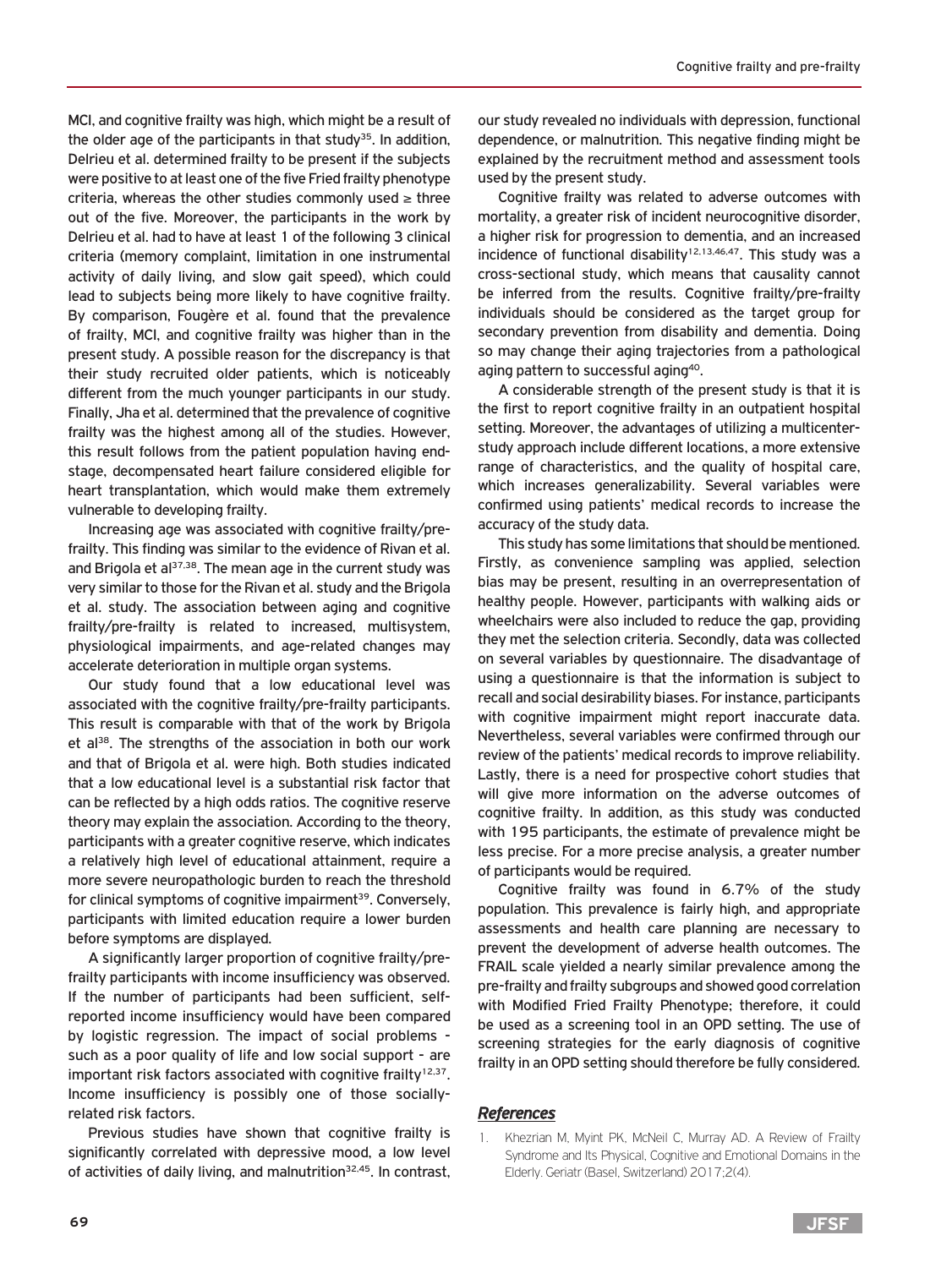MCI, and cognitive frailty was high, which might be a result of the older age of the participants in that study[35]. In addition, Delrieu et al. determined frailty to be present if the subjects were positive to at least one of the five Fried frailty phenotype criteria, whereas the other studies commonly used ≥ three out of the five. Moreover, the participants in the work by Delrieu et al. had to have at least 1 of the following 3 clinical criteria (memory complaint, limitation in one instrumental activity of daily living, and slow gait speed), which could lead to subjects being more likely to have cognitive frailty. By comparison, Fougère et al. found that the prevalence of frailty, MCI, and cognitive frailty was higher than in the present study. A possible reason for the discrepancy is that their study recruited older patients, which is noticeably different from the much younger participants in our study. Finally, Jha et al. determined that the prevalence of cognitive frailty was the highest among all of the studies. However, this result follows from the patient population having end-stage, decompensated heart failure considered eligible for heart transplantation, which would make them extremely vulnerable to developing frailty.

Increasing age was associated with cognitive frailty/pre-frailty. This finding was similar to the evidence of Rivan et al. and Brigola et al[37,38]. The mean age in the current study was very similar to those for the Rivan et al. study and the Brigola et al. study. The association between aging and cognitive frailty/pre-frailty is related to increased, multisystem, physiological impairments, and age-related changes may accelerate deterioration in multiple organ systems.

Our study found that a low educational level was associated with the cognitive frailty/pre-frailty participants. This result is comparable with that of the work by Brigola et al[38]. The strengths of the association in both our work and that of Brigola et al. were high. Both studies indicated that a low educational level is a substantial risk factor that can be reflected by a high odds ratios. The cognitive reserve theory may explain the association. According to the theory, participants with a greater cognitive reserve, which indicates a relatively high level of educational attainment, require a more severe neuropathologic burden to reach the threshold for clinical symptoms of cognitive impairment[39]. Conversely, participants with limited education require a lower burden before symptoms are displayed.

A significantly larger proportion of cognitive frailty/pre-frailty participants with income insufficiency was observed. If the number of participants had been sufficient, self-reported income insufficiency would have been compared by logistic regression. The impact of social problems - such as a poor quality of life and low social support - are important risk factors associated with cognitive frailty[12,37]. Income insufficiency is possibly one of those socially-related risk factors.

Previous studies have shown that cognitive frailty is significantly correlated with depressive mood, a low level of activities of daily living, and malnutrition[32,45]. In contrast, our study revealed no individuals with depression, functional dependence, or malnutrition. This negative finding might be explained by the recruitment method and assessment tools used by the present study.

Cognitive frailty was related to adverse outcomes with mortality, a greater risk of incident neurocognitive disorder, a higher risk for progression to dementia, and an increased incidence of functional disability[12,13,46,47]. This study was a cross-sectional study, which means that causality cannot be inferred from the results. Cognitive frailty/pre-frailty individuals should be considered as the target group for secondary prevention from disability and dementia. Doing so may change their aging trajectories from a pathological aging pattern to successful aging[40].

A considerable strength of the present study is that it is the first to report cognitive frailty in an outpatient hospital setting. Moreover, the advantages of utilizing a multicenter-study approach include different locations, a more extensive range of characteristics, and the quality of hospital care, which increases generalizability. Several variables were confirmed using patients' medical records to increase the accuracy of the study data.

This study has some limitations that should be mentioned. Firstly, as convenience sampling was applied, selection bias may be present, resulting in an overrepresentation of healthy people. However, participants with walking aids or wheelchairs were also included to reduce the gap, providing they met the selection criteria. Secondly, data was collected on several variables by questionnaire. The disadvantage of using a questionnaire is that the information is subject to recall and social desirability biases. For instance, participants with cognitive impairment might report inaccurate data. Nevertheless, several variables were confirmed through our review of the patients' medical records to improve reliability. Lastly, there is a need for prospective cohort studies that will give more information on the adverse outcomes of cognitive frailty. In addition, as this study was conducted with 195 participants, the estimate of prevalence might be less precise. For a more precise analysis, a greater number of participants would be required.

Cognitive frailty was found in 6.7% of the study population. This prevalence is fairly high, and appropriate assessments and health care planning are necessary to prevent the development of adverse health outcomes. The FRAIL scale yielded a nearly similar prevalence among the pre-frailty and frailty subgroups and showed good correlation with Modified Fried Frailty Phenotype; therefore, it could be used as a screening tool in an OPD setting. The use of screening strategies for the early diagnosis of cognitive frailty in an OPD setting should therefore be fully considered.

## *References*

1. Khezrian M, Myint PK, McNeil C, Murray AD. A Review of Frailty Syndrome and Its Physical, Cognitive and Emotional Domains in the Elderly. Geriatr (Basel, Switzerland) 2017;2(4).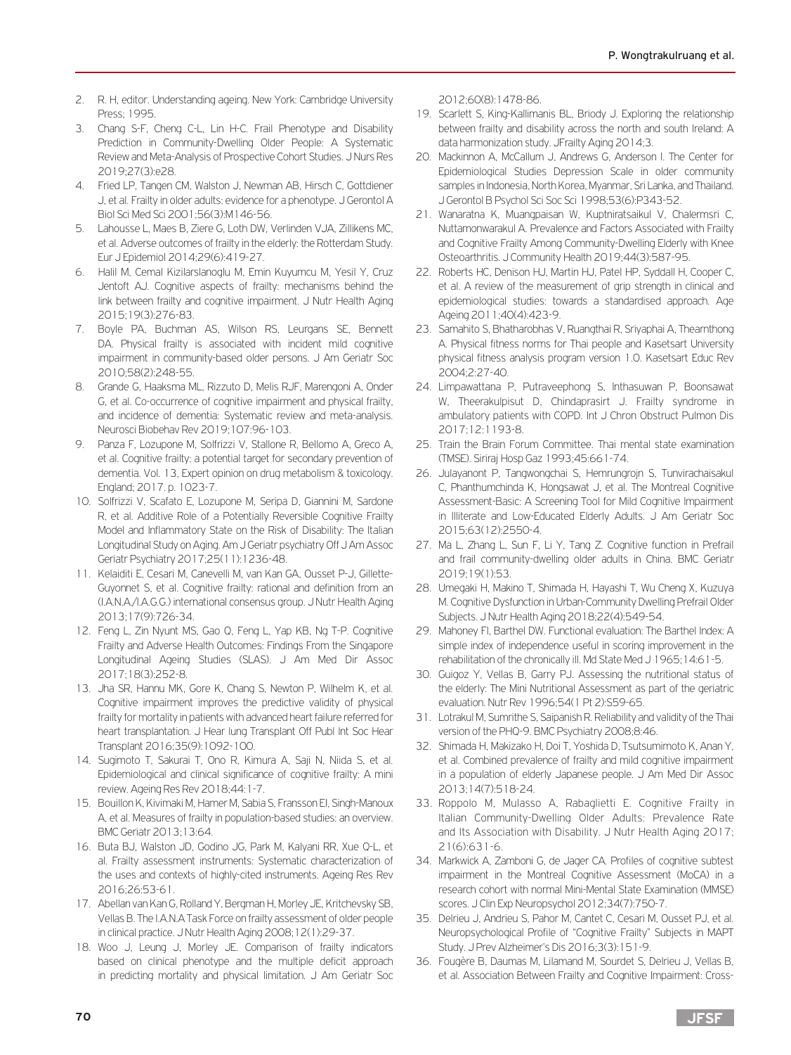2. R. H, editor. Understanding ageing. New York: Cambridge University Press; 1995.
3. Chang S-F, Cheng C-L, Lin H-C. Frail Phenotype and Disability Prediction in Community-Dwelling Older People: A Systematic Review and Meta-Analysis of Prospective Cohort Studies. J Nurs Res 2019;27(3):e28.
4. Fried LP, Tangen CM, Walston J, Newman AB, Hirsch C, Gottdiener J, et al. Frailty in older adults: evidence for a phenotype. J Gerontol A Biol Sci Med Sci 2001;56(3):M146-56.
5. Lahousse L, Maes B, Ziere G, Loth DW, Verlinden VJA, Zillikens MC, et al. Adverse outcomes of frailty in the elderly: the Rotterdam Study. Eur J Epidemiol 2014;29(6):419-27.
6. Halil M, Cemal Kizilarslanoglu M, Emin Kuyumcu M, Yesil Y, Cruz Jentoft AJ. Cognitive aspects of frailty: mechanisms behind the link between frailty and cognitive impairment. J Nutr Health Aging 2015;19(3):276-83.
7. Boyle PA, Buchman AS, Wilson RS, Leurgans SE, Bennett DA. Physical frailty is associated with incident mild cognitive impairment in community-based older persons. J Am Geriatr Soc 2010;58(2):248-55.
8. Grande G, Haaksma ML, Rizzuto D, Melis RJF, Marengoni A, Onder G, et al. Co-occurrence of cognitive impairment and physical frailty, and incidence of dementia: Systematic review and meta-analysis. Neurosci Biobehav Rev 2019;107:96-103.
9. Panza F, Lozupone M, Solfrizzi V, Stallone R, Bellomo A, Greco A, et al. Cognitive frailty: a potential target for secondary prevention of dementia. Vol. 13, Expert opinion on drug metabolism & toxicology. England; 2017. p. 1023-7.
10. Solfrizzi V, Scafato E, Lozupone M, Seripa D, Giannini M, Sardone R, et al. Additive Role of a Potentially Reversible Cognitive Frailty Model and Inflammatory State on the Risk of Disability: The Italian Longitudinal Study on Aging. Am J Geriatr psychiatry Off J Am Assoc Geriatr Psychiatry 2017;25(11):1236-48.
11. Kelaiditi E, Cesari M, Canevelli M, van Kan GA, Ousset P-J, Gillette-Guyonnet S, et al. Cognitive frailty: rational and definition from an (I.A.N.A./I.A.G.G.) international consensus group. J Nutr Health Aging 2013;17(9):726-34.
12. Feng L, Zin Nyunt MS, Gao Q, Feng L, Yap KB, Ng T-P. Cognitive Frailty and Adverse Health Outcomes: Findings From the Singapore Longitudinal Ageing Studies (SLAS). J Am Med Dir Assoc 2017;18(3):252-8.
13. Jha SR, Hannu MK, Gore K, Chang S, Newton P, Wilhelm K, et al. Cognitive impairment improves the predictive validity of physical frailty for mortality in patients with advanced heart failure referred for heart transplantation. J Hear lung Transplant Off Publ Int Soc Hear Transplant 2016;35(9):1092-100.
14. Sugimoto T, Sakurai T, Ono R, Kimura A, Saji N, Niida S, et al. Epidemiological and clinical significance of cognitive frailty: A mini review. Ageing Res Rev 2018;44:1-7.
15. Bouillon K, Kivimaki M, Hamer M, Sabia S, Fransson EI, Singh-Manoux A, et al. Measures of frailty in population-based studies: an overview. BMC Geriatr 2013;13:64.
16. Buta BJ, Walston JD, Godino JG, Park M, Kalyani RR, Xue Q-L, et al. Frailty assessment instruments: Systematic characterization of the uses and contexts of highly-cited instruments. Ageing Res Rev 2016;26:53-61.
17. Abellan van Kan G, Rolland Y, Bergman H, Morley JE, Kritchevsky SB, Vellas B. The I.A.N.A Task Force on frailty assessment of older people in clinical practice. J Nutr Health Aging 2008;12(1):29-37.
18. Woo J, Leung J, Morley JE. Comparison of frailty indicators based on clinical phenotype and the multiple deficit approach in predicting mortality and physical limitation. J Am Geriatr Soc 2012;60(8):1478-86.
19. Scarlett S, King-Kallimanis BL, Briody J. Exploring the relationship between frailty and disability across the north and south Ireland: A data harmonization study. JFrailty Aging 2014;3.
20. Mackinnon A, McCallum J, Andrews G, Anderson I. The Center for Epidemiological Studies Depression Scale in older community samples in Indonesia, North Korea, Myanmar, Sri Lanka, and Thailand. J Gerontol B Psychol Sci Soc Sci 1998;53(6):P343-52.
21. Wanaratna K, Muangpaisan W, Kuptniratsaikul V, Chalermsri C, Nuttamonwarakul A. Prevalence and Factors Associated with Frailty and Cognitive Frailty Among Community-Dwelling Elderly with Knee Osteoarthritis. J Community Health 2019;44(3):587-95.
22. Roberts HC, Denison HJ, Martin HJ, Patel HP, Syddall H, Cooper C, et al. A review of the measurement of grip strength in clinical and epidemiological studies: towards a standardised approach. Age Ageing 2011;40(4):423-9.
23. Samahito S, Bhatharobhas V, Ruangthai R, Sriyaphai A, Thearnthong A. Physical fitness norms for Thai people and Kasetsart University physical fitness analysis program version 1.0. Kasetsart Educ Rev 2004;2:27-40.
24. Limpawattana P, Putraveephong S, Inthasuwan P, Boonsawat W, Theerakulpisut D, Chindaprasirt J. Frailty syndrome in ambulatory patients with COPD. Int J Chron Obstruct Pulmon Dis 2017;12:1193-8.
25. Train the Brain Forum Committee. Thai mental state examination (TMSE). Siriraj Hosp Gaz 1993;45:661-74.
26. Julayanont P, Tangwongchai S, Hemrungrojn S, Tunvirachaisakul C, Phanthumchinda K, Hongsawat J, et al. The Montreal Cognitive Assessment-Basic: A Screening Tool for Mild Cognitive Impairment in Illiterate and Low-Educated Elderly Adults. J Am Geriatr Soc 2015;63(12):2550-4.
27. Ma L, Zhang L, Sun F, Li Y, Tang Z. Cognitive function in Prefrail and frail community-dwelling older adults in China. BMC Geriatr 2019;19(1):53.
28. Umegaki H, Makino T, Shimada H, Hayashi T, Wu Cheng X, Kuzuya M. Cognitive Dysfunction in Urban-Community Dwelling Prefrail Older Subjects. J Nutr Health Aging 2018;22(4):549-54.
29. Mahoney FI, Barthel DW. Functional evaluation: The Barthel Index: A simple index of independence useful in scoring improvement in the rehabilitation of the chronically ill. Md State Med J 1965;14:61-5.
30. Guigoz Y, Vellas B, Garry PJ. Assessing the nutritional status of the elderly: The Mini Nutritional Assessment as part of the geriatric evaluation. Nutr Rev 1996;54(1 Pt 2):S59-65.
31. Lotrakul M, Sumrithe S, Saipanish R. Reliability and validity of the Thai version of the PHQ-9. BMC Psychiatry 2008;8:46.
32. Shimada H, Makizako H, Doi T, Yoshida D, Tsutsumimoto K, Anan Y, et al. Combined prevalence of frailty and mild cognitive impairment in a population of elderly Japanese people. J Am Med Dir Assoc 2013;14(7):518-24.
33. Roppolo M, Mulasso A, Rabaglietti E. Cognitive Frailty in Italian Community-Dwelling Older Adults: Prevalence Rate and Its Association with Disability. J Nutr Health Aging 2017; 21(6):631-6.
34. Markwick A, Zamboni G, de Jager CA. Profiles of cognitive subtest impairment in the Montreal Cognitive Assessment (MoCA) in a research cohort with normal Mini-Mental State Examination (MMSE) scores. J Clin Exp Neuropsychol 2012;34(7):750-7.
35. Delrieu J, Andrieu S, Pahor M, Cantet C, Cesari M, Ousset PJ, et al. Neuropsychological Profile of "Cognitive Frailty" Subjects in MAPT Study. J Prev Alzheimer's Dis 2016;3(3):151-9.
36. Fougère B, Daumas M, Lilamand M, Sourdet S, Delrieu J, Vellas B, et al. Association Between Frailty and Cognitive Impairment: Cross-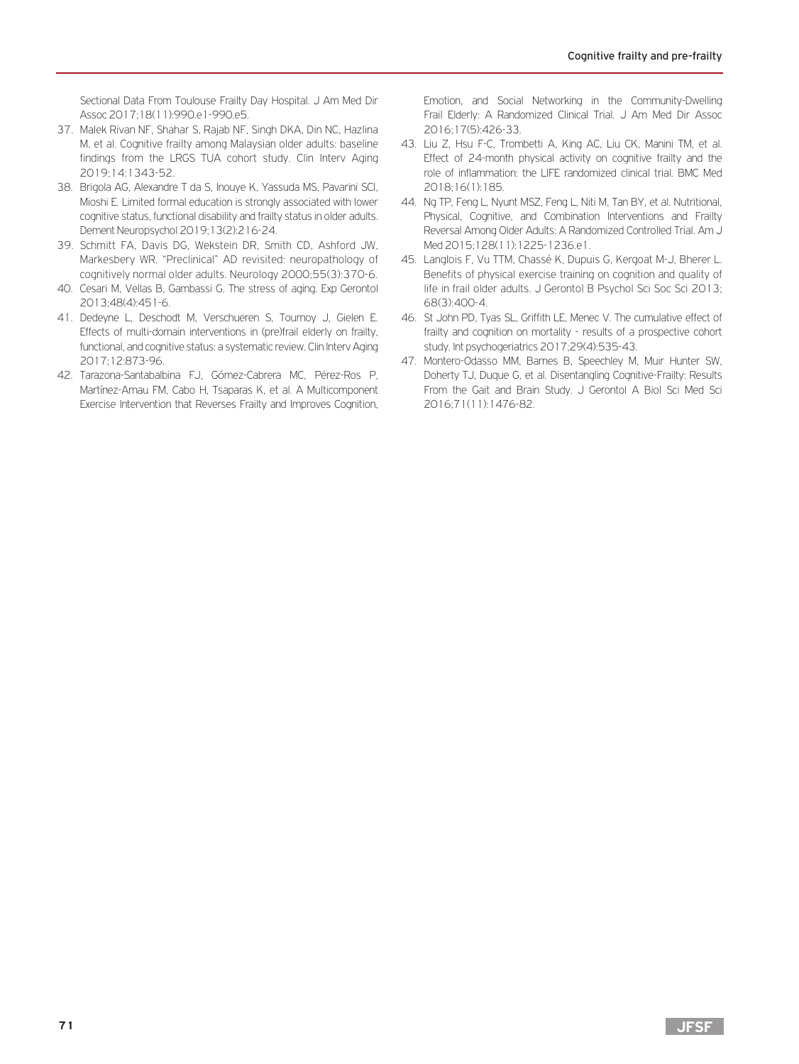Sectional Data From Toulouse Frailty Day Hospital. J Am Med Dir Assoc 2017;18(11):990.e1-990.e5.

37. Malek Rivan NF, Shahar S, Rajab NF, Singh DKA, Din NC, Hazlina M, et al. Cognitive frailty among Malaysian older adults: baseline findings from the LRGS TUA cohort study. Clin Interv Aging 2019;14:1343-52.
38. Brigola AG, Alexandre T da S, Inouye K, Yassuda MS, Pavarini SCI, Mioshi E. Limited formal education is strongly associated with lower cognitive status, functional disability and frailty status in older adults. Dement Neuropsychol 2019;13(2):216-24.
39. Schmitt FA, Davis DG, Wekstein DR, Smith CD, Ashford JW, Markesbery WR. "Preclinical" AD revisited: neuropathology of cognitively normal older adults. Neurology 2000;55(3):370-6.
40. Cesari M, Vellas B, Gambassi G. The stress of aging. Exp Gerontol 2013;48(4):451-6.
41. Dedeyne L, Deschodt M, Verschueren S, Tournoy J, Gielen E. Effects of multi-domain interventions in (pre)frail elderly on frailty, functional, and cognitive status: a systematic review. Clin Interv Aging 2017;12:873-96.
42. Tarazona-Santabalbina FJ, Gómez-Cabrera MC, Pérez-Ros P, Martínez-Arnau FM, Cabo H, Tsaparas K, et al. A Multicomponent Exercise Intervention that Reverses Frailty and Improves Cognition, Emotion, and Social Networking in the Community-Dwelling Frail Elderly: A Randomized Clinical Trial. J Am Med Dir Assoc 2016;17(5):426-33.
43. Liu Z, Hsu F-C, Trombetti A, King AC, Liu CK, Manini TM, et al. Effect of 24-month physical activity on cognitive frailty and the role of inflammation: the LIFE randomized clinical trial. BMC Med 2018;16(1):185.
44. Ng TP, Feng L, Nyunt MSZ, Feng L, Niti M, Tan BY, et al. Nutritional, Physical, Cognitive, and Combination Interventions and Frailty Reversal Among Older Adults: A Randomized Controlled Trial. Am J Med 2015;128(11):1225-1236.e1.
45. Langlois F, Vu TTM, Chassé K, Dupuis G, Kergoat M-J, Bherer L. Benefits of physical exercise training on cognition and quality of life in frail older adults. J Gerontol B Psychol Sci Soc Sci 2013; 68(3):400-4.
46. St John PD, Tyas SL, Griffith LE, Menec V. The cumulative effect of frailty and cognition on mortality - results of a prospective cohort study. Int psychogeriatrics 2017;29(4):535-43.
47. Montero-Odasso MM, Barnes B, Speechley M, Muir Hunter SW, Doherty TJ, Duque G, et al. Disentangling Cognitive-Frailty: Results From the Gait and Brain Study. J Gerontol A Biol Sci Med Sci 2016;71(11):1476-82.